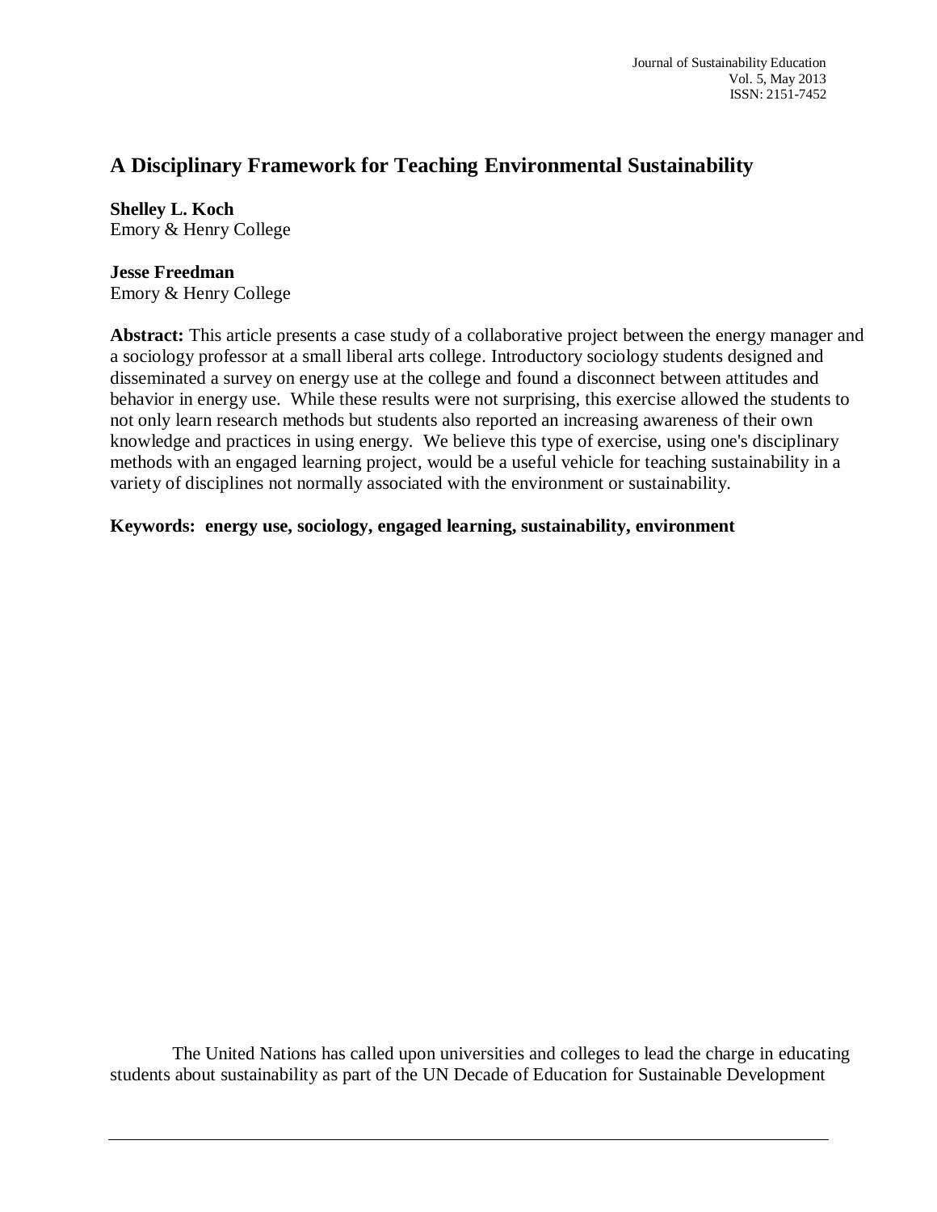# A Disciplinary Framework for Teaching Environmental Sustainability

**Shelley L. Koch**
Emory & Henry College

**Jesse Freedman**
Emory & Henry College

**Abstract:** This article presents a case study of a collaborative project between the energy manager and a sociology professor at a small liberal arts college. Introductory sociology students designed and disseminated a survey on energy use at the college and found a disconnect between attitudes and behavior in energy use. While these results were not surprising, this exercise allowed the students to not only learn research methods but students also reported an increasing awareness of their own knowledge and practices in using energy. We believe this type of exercise, using one's disciplinary methods with an engaged learning project, would be a useful vehicle for teaching sustainability in a variety of disciplines not normally associated with the environment or sustainability.

**Keywords: energy use, sociology, engaged learning, sustainability, environment**

The United Nations has called upon universities and colleges to lead the charge in educating students about sustainability as part of the UN Decade of Education for Sustainable Development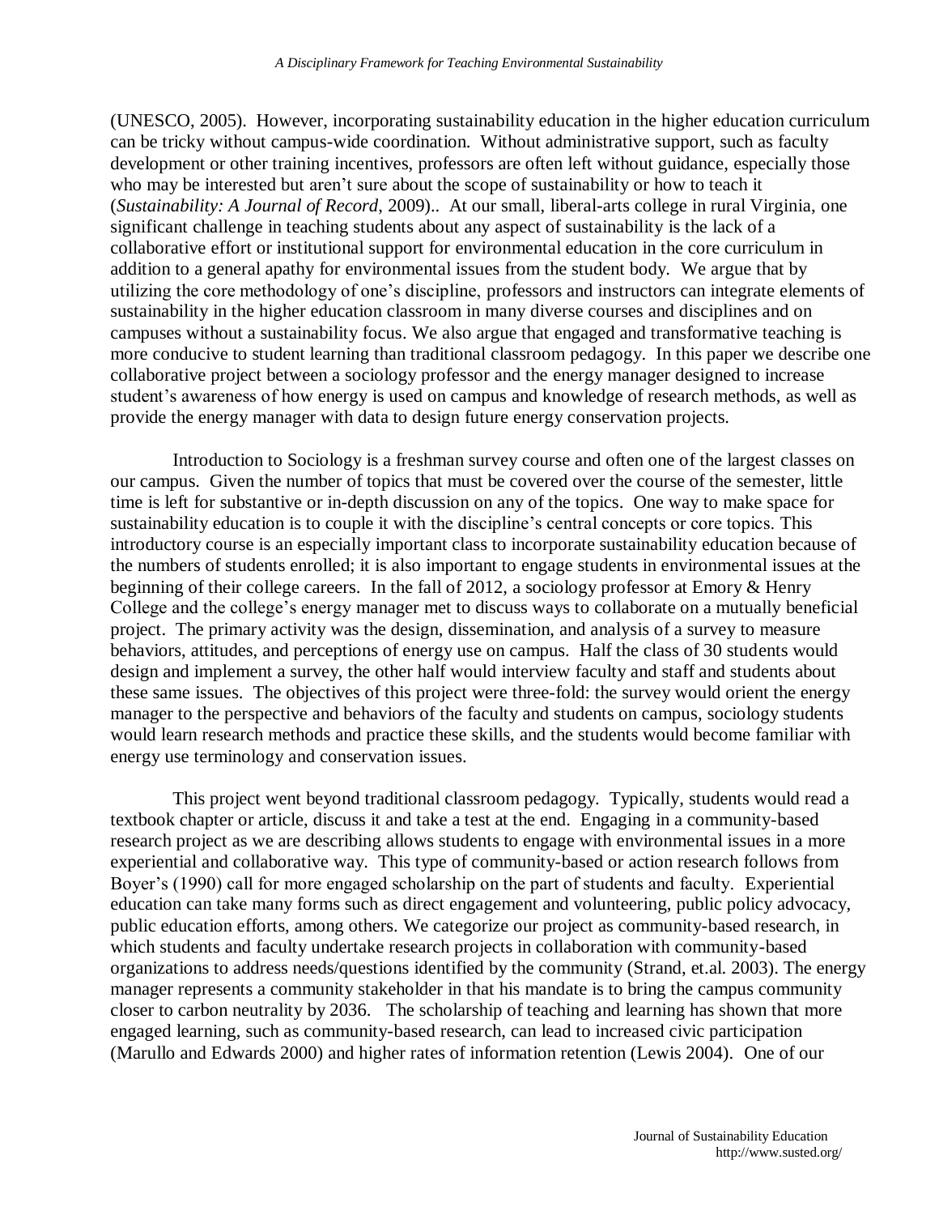(UNESCO, 2005). However, incorporating sustainability education in the higher education curriculum can be tricky without campus-wide coordination. Without administrative support, such as faculty development or other training incentives, professors are often left without guidance, especially those who may be interested but aren't sure about the scope of sustainability or how to teach it (*Sustainability: A Journal of Record*, 2009).. At our small, liberal-arts college in rural Virginia, one significant challenge in teaching students about any aspect of sustainability is the lack of a collaborative effort or institutional support for environmental education in the core curriculum in addition to a general apathy for environmental issues from the student body. We argue that by utilizing the core methodology of one's discipline, professors and instructors can integrate elements of sustainability in the higher education classroom in many diverse courses and disciplines and on campuses without a sustainability focus. We also argue that engaged and transformative teaching is more conducive to student learning than traditional classroom pedagogy. In this paper we describe one collaborative project between a sociology professor and the energy manager designed to increase student's awareness of how energy is used on campus and knowledge of research methods, as well as provide the energy manager with data to design future energy conservation projects.

Introduction to Sociology is a freshman survey course and often one of the largest classes on our campus. Given the number of topics that must be covered over the course of the semester, little time is left for substantive or in-depth discussion on any of the topics. One way to make space for sustainability education is to couple it with the discipline's central concepts or core topics. This introductory course is an especially important class to incorporate sustainability education because of the numbers of students enrolled; it is also important to engage students in environmental issues at the beginning of their college careers. In the fall of 2012, a sociology professor at Emory & Henry College and the college's energy manager met to discuss ways to collaborate on a mutually beneficial project. The primary activity was the design, dissemination, and analysis of a survey to measure behaviors, attitudes, and perceptions of energy use on campus. Half the class of 30 students would design and implement a survey, the other half would interview faculty and staff and students about these same issues. The objectives of this project were three-fold: the survey would orient the energy manager to the perspective and behaviors of the faculty and students on campus, sociology students would learn research methods and practice these skills, and the students would become familiar with energy use terminology and conservation issues.

This project went beyond traditional classroom pedagogy. Typically, students would read a textbook chapter or article, discuss it and take a test at the end. Engaging in a community-based research project as we are describing allows students to engage with environmental issues in a more experiential and collaborative way. This type of community-based or action research follows from Boyer's (1990) call for more engaged scholarship on the part of students and faculty. Experiential education can take many forms such as direct engagement and volunteering, public policy advocacy, public education efforts, among others. We categorize our project as community-based research, in which students and faculty undertake research projects in collaboration with community-based organizations to address needs/questions identified by the community (Strand, et.al. 2003). The energy manager represents a community stakeholder in that his mandate is to bring the campus community closer to carbon neutrality by 2036. The scholarship of teaching and learning has shown that more engaged learning, such as community-based research, can lead to increased civic participation (Marullo and Edwards 2000) and higher rates of information retention (Lewis 2004). One of our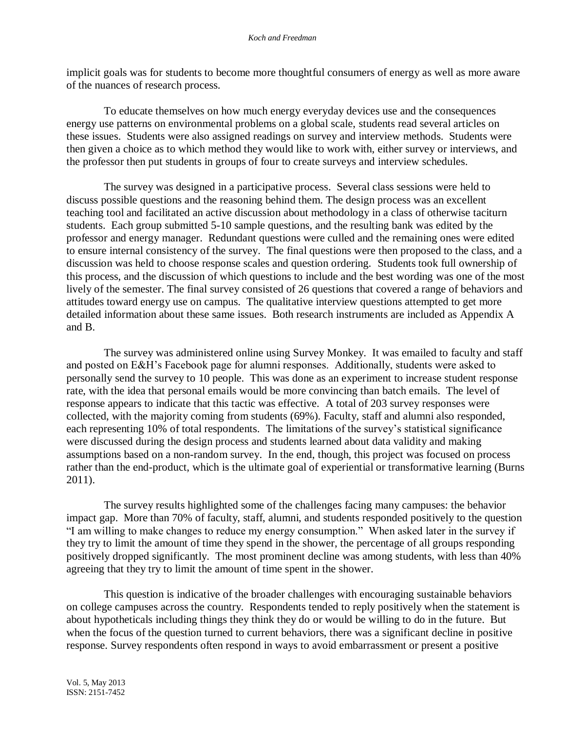implicit goals was for students to become more thoughtful consumers of energy as well as more aware of the nuances of research process.

To educate themselves on how much energy everyday devices use and the consequences energy use patterns on environmental problems on a global scale, students read several articles on these issues. Students were also assigned readings on survey and interview methods. Students were then given a choice as to which method they would like to work with, either survey or interviews, and the professor then put students in groups of four to create surveys and interview schedules.

The survey was designed in a participative process. Several class sessions were held to discuss possible questions and the reasoning behind them. The design process was an excellent teaching tool and facilitated an active discussion about methodology in a class of otherwise taciturn students. Each group submitted 5-10 sample questions, and the resulting bank was edited by the professor and energy manager. Redundant questions were culled and the remaining ones were edited to ensure internal consistency of the survey. The final questions were then proposed to the class, and a discussion was held to choose response scales and question ordering. Students took full ownership of this process, and the discussion of which questions to include and the best wording was one of the most lively of the semester. The final survey consisted of 26 questions that covered a range of behaviors and attitudes toward energy use on campus. The qualitative interview questions attempted to get more detailed information about these same issues. Both research instruments are included as Appendix A and B.

The survey was administered online using Survey Monkey. It was emailed to faculty and staff and posted on E&H's Facebook page for alumni responses. Additionally, students were asked to personally send the survey to 10 people. This was done as an experiment to increase student response rate, with the idea that personal emails would be more convincing than batch emails. The level of response appears to indicate that this tactic was effective. A total of 203 survey responses were collected, with the majority coming from students (69%). Faculty, staff and alumni also responded, each representing 10% of total respondents. The limitations of the survey's statistical significance were discussed during the design process and students learned about data validity and making assumptions based on a non-random survey. In the end, though, this project was focused on process rather than the end-product, which is the ultimate goal of experiential or transformative learning (Burns 2011).

The survey results highlighted some of the challenges facing many campuses: the behavior impact gap. More than 70% of faculty, staff, alumni, and students responded positively to the question "I am willing to make changes to reduce my energy consumption." When asked later in the survey if they try to limit the amount of time they spend in the shower, the percentage of all groups responding positively dropped significantly. The most prominent decline was among students, with less than 40% agreeing that they try to limit the amount of time spent in the shower.

This question is indicative of the broader challenges with encouraging sustainable behaviors on college campuses across the country. Respondents tended to reply positively when the statement is about hypotheticals including things they think they do or would be willing to do in the future. But when the focus of the question turned to current behaviors, there was a significant decline in positive response. Survey respondents often respond in ways to avoid embarrassment or present a positive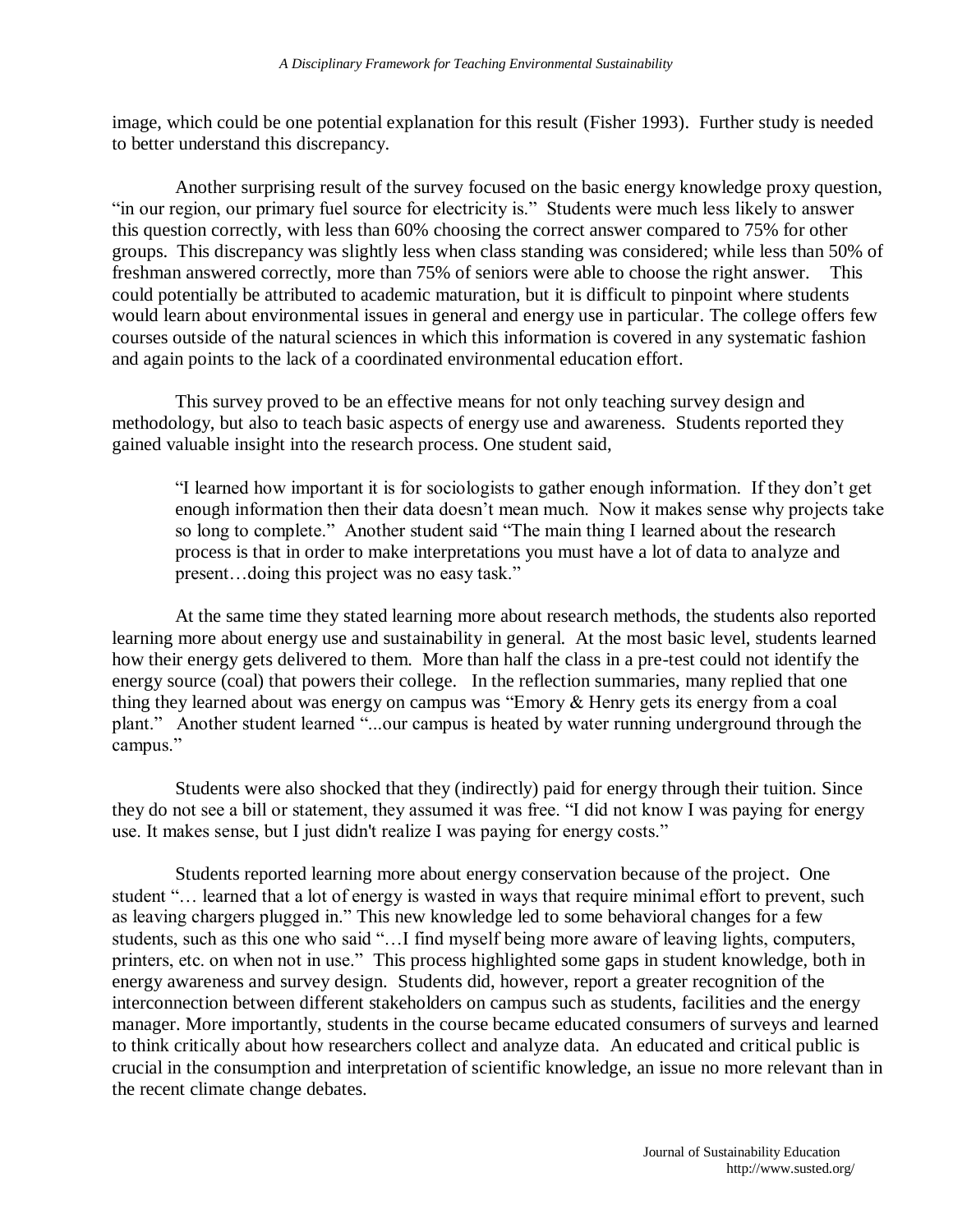image, which could be one potential explanation for this result (Fisher 1993). Further study is needed to better understand this discrepancy.

Another surprising result of the survey focused on the basic energy knowledge proxy question, "in our region, our primary fuel source for electricity is." Students were much less likely to answer this question correctly, with less than 60% choosing the correct answer compared to 75% for other groups. This discrepancy was slightly less when class standing was considered; while less than 50% of freshman answered correctly, more than 75% of seniors were able to choose the right answer. This could potentially be attributed to academic maturation, but it is difficult to pinpoint where students would learn about environmental issues in general and energy use in particular. The college offers few courses outside of the natural sciences in which this information is covered in any systematic fashion and again points to the lack of a coordinated environmental education effort.

This survey proved to be an effective means for not only teaching survey design and methodology, but also to teach basic aspects of energy use and awareness. Students reported they gained valuable insight into the research process. One student said,

> "I learned how important it is for sociologists to gather enough information. If they don't get enough information then their data doesn't mean much. Now it makes sense why projects take so long to complete." Another student said "The main thing I learned about the research process is that in order to make interpretations you must have a lot of data to analyze and present…doing this project was no easy task."

At the same time they stated learning more about research methods, the students also reported learning more about energy use and sustainability in general. At the most basic level, students learned how their energy gets delivered to them. More than half the class in a pre-test could not identify the energy source (coal) that powers their college. In the reflection summaries, many replied that one thing they learned about was energy on campus was "Emory & Henry gets its energy from a coal plant." Another student learned "...our campus is heated by water running underground through the campus."

Students were also shocked that they (indirectly) paid for energy through their tuition. Since they do not see a bill or statement, they assumed it was free. "I did not know I was paying for energy use. It makes sense, but I just didn't realize I was paying for energy costs."

Students reported learning more about energy conservation because of the project. One student "… learned that a lot of energy is wasted in ways that require minimal effort to prevent, such as leaving chargers plugged in." This new knowledge led to some behavioral changes for a few students, such as this one who said "…I find myself being more aware of leaving lights, computers, printers, etc. on when not in use." This process highlighted some gaps in student knowledge, both in energy awareness and survey design. Students did, however, report a greater recognition of the interconnection between different stakeholders on campus such as students, facilities and the energy manager. More importantly, students in the course became educated consumers of surveys and learned to think critically about how researchers collect and analyze data. An educated and critical public is crucial in the consumption and interpretation of scientific knowledge, an issue no more relevant than in the recent climate change debates.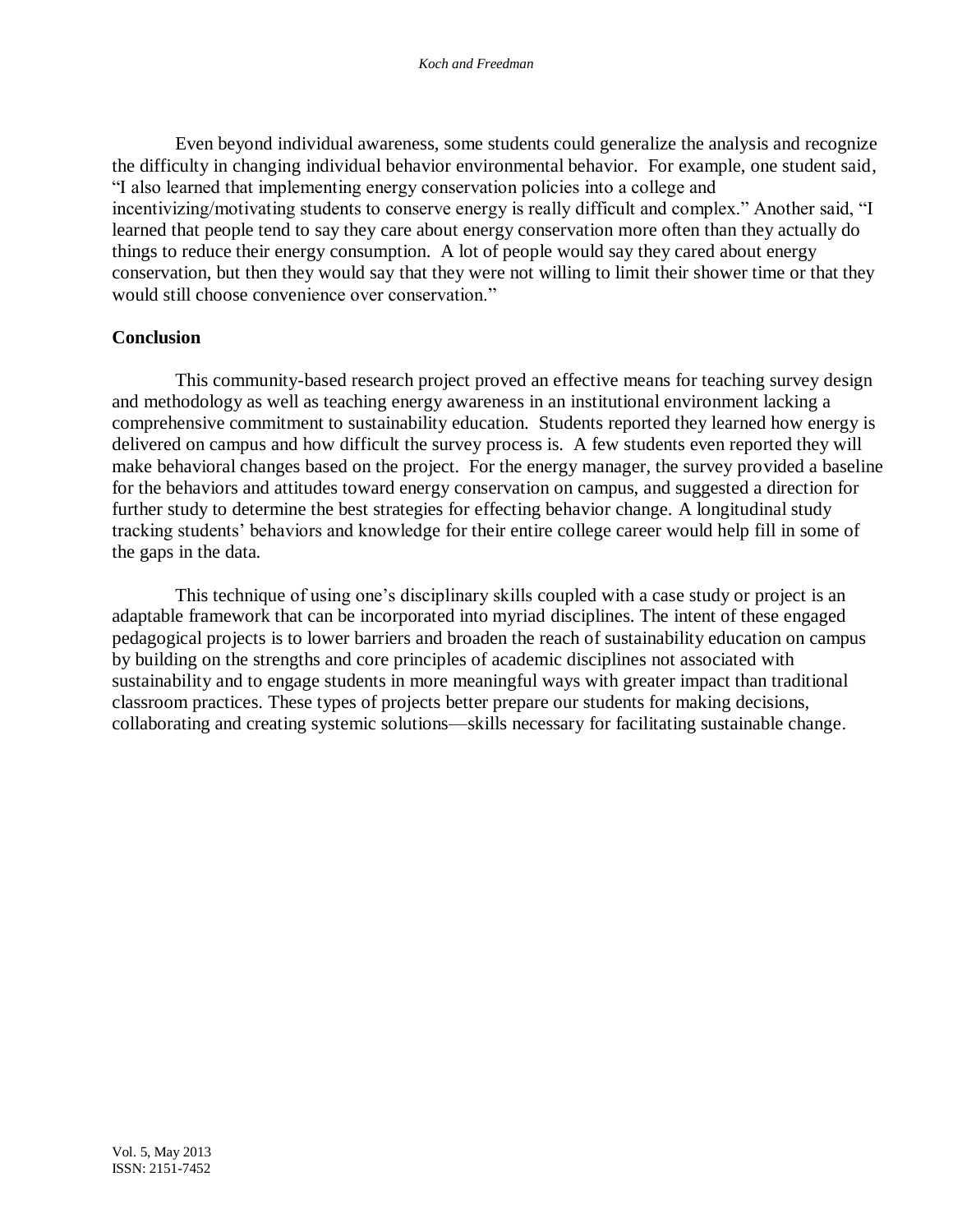Even beyond individual awareness, some students could generalize the analysis and recognize the difficulty in changing individual behavior environmental behavior. For example, one student said, "I also learned that implementing energy conservation policies into a college and incentivizing/motivating students to conserve energy is really difficult and complex." Another said, "I learned that people tend to say they care about energy conservation more often than they actually do things to reduce their energy consumption. A lot of people would say they cared about energy conservation, but then they would say that they were not willing to limit their shower time or that they would still choose convenience over conservation."

**Conclusion**

This community-based research project proved an effective means for teaching survey design and methodology as well as teaching energy awareness in an institutional environment lacking a comprehensive commitment to sustainability education. Students reported they learned how energy is delivered on campus and how difficult the survey process is. A few students even reported they will make behavioral changes based on the project. For the energy manager, the survey provided a baseline for the behaviors and attitudes toward energy conservation on campus, and suggested a direction for further study to determine the best strategies for effecting behavior change. A longitudinal study tracking students' behaviors and knowledge for their entire college career would help fill in some of the gaps in the data.

This technique of using one's disciplinary skills coupled with a case study or project is an adaptable framework that can be incorporated into myriad disciplines. The intent of these engaged pedagogical projects is to lower barriers and broaden the reach of sustainability education on campus by building on the strengths and core principles of academic disciplines not associated with sustainability and to engage students in more meaningful ways with greater impact than traditional classroom practices. These types of projects better prepare our students for making decisions, collaborating and creating systemic solutions—skills necessary for facilitating sustainable change.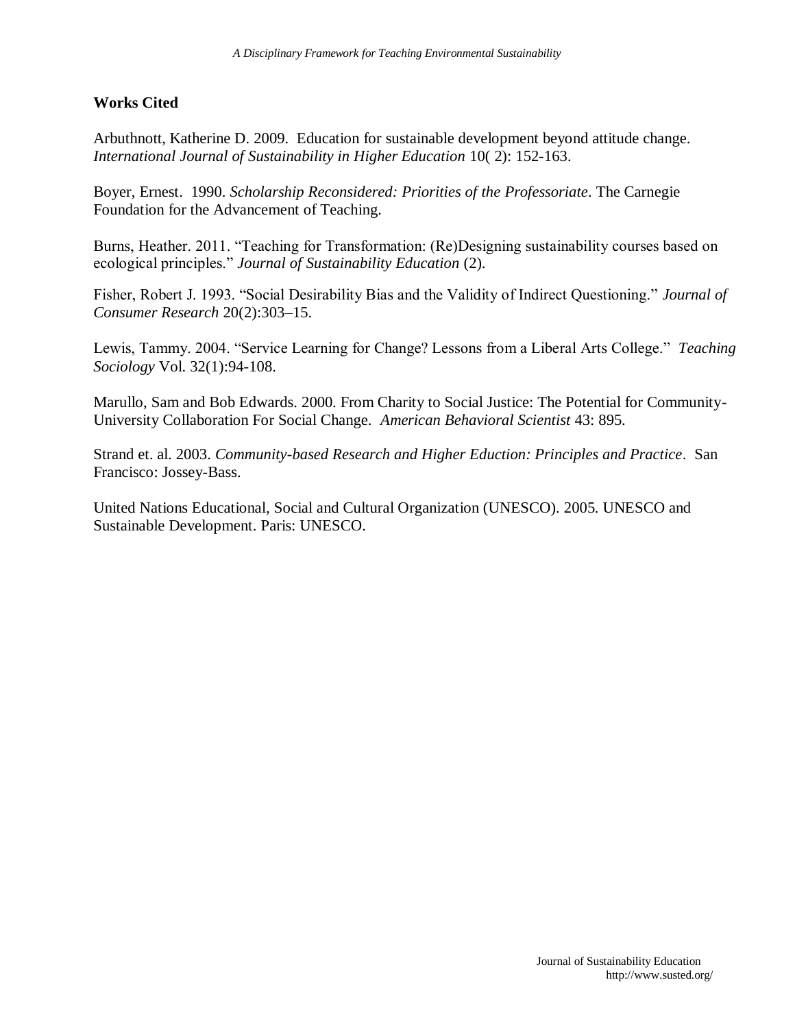## Works Cited

Arbuthnott, Katherine D. 2009. Education for sustainable development beyond attitude change. *International Journal of Sustainability in Higher Education* 10( 2): 152-163.

Boyer, Ernest. 1990. *Scholarship Reconsidered: Priorities of the Professoriate*. The Carnegie Foundation for the Advancement of Teaching.

Burns, Heather. 2011. "Teaching for Transformation: (Re)Designing sustainability courses based on ecological principles." *Journal of Sustainability Education* (2).

Fisher, Robert J. 1993. "Social Desirability Bias and the Validity of Indirect Questioning." *Journal of Consumer Research* 20(2):303–15.

Lewis, Tammy. 2004. "Service Learning for Change? Lessons from a Liberal Arts College." *Teaching Sociology* Vol. 32(1):94-108.

Marullo, Sam and Bob Edwards. 2000. From Charity to Social Justice: The Potential for Community-University Collaboration For Social Change. *American Behavioral Scientist* 43: 895.

Strand et. al. 2003. *Community-based Research and Higher Eduction: Principles and Practice*. San Francisco: Jossey-Bass.

United Nations Educational, Social and Cultural Organization (UNESCO). 2005. UNESCO and Sustainable Development. Paris: UNESCO.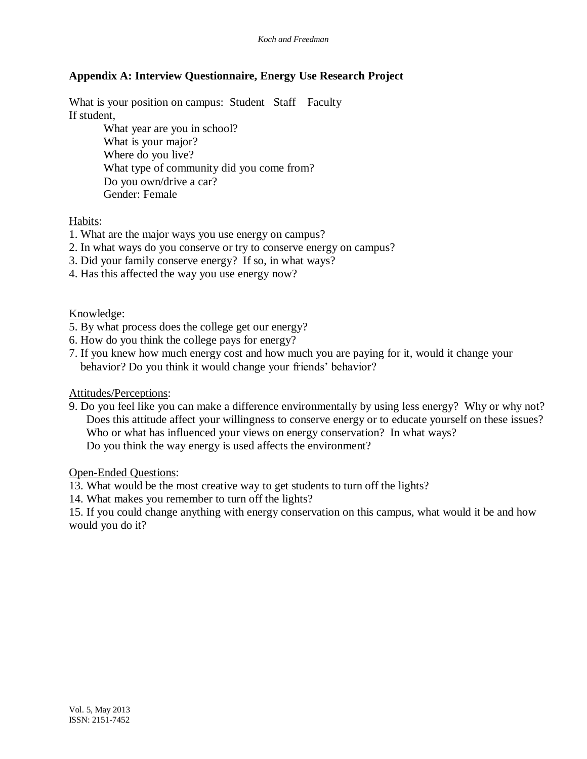## Appendix A: Interview Questionnaire, Energy Use Research Project

What is your position on campus: Student Staff Faculty

If student,

> What year are you in school?
> What is your major?
> Where do you live?
> What type of community did you come from?
> Do you own/drive a car?
> Gender: Female

<u>Habits</u>:

1. What are the major ways you use energy on campus?
2. In what ways do you conserve or try to conserve energy on campus?
3. Did your family conserve energy? If so, in what ways?
4. Has this affected the way you use energy now?

<u>Knowledge</u>:

5. By what process does the college get our energy?
6. How do you think the college pays for energy?
7. If you knew how much energy cost and how much you are paying for it, would it change your behavior? Do you think it would change your friends' behavior?

<u>Attitudes/Perceptions</u>:

9. Do you feel like you can make a difference environmentally by using less energy? Why or why not?
   Does this attitude affect your willingness to conserve energy or to educate yourself on these issues?
   Who or what has influenced your views on energy conservation? In what ways?
   Do you think the way energy is used affects the environment?

<u>Open-Ended Questions</u>:

13. What would be the most creative way to get students to turn off the lights?
14. What makes you remember to turn off the lights?
15. If you could change anything with energy conservation on this campus, what would it be and how would you do it?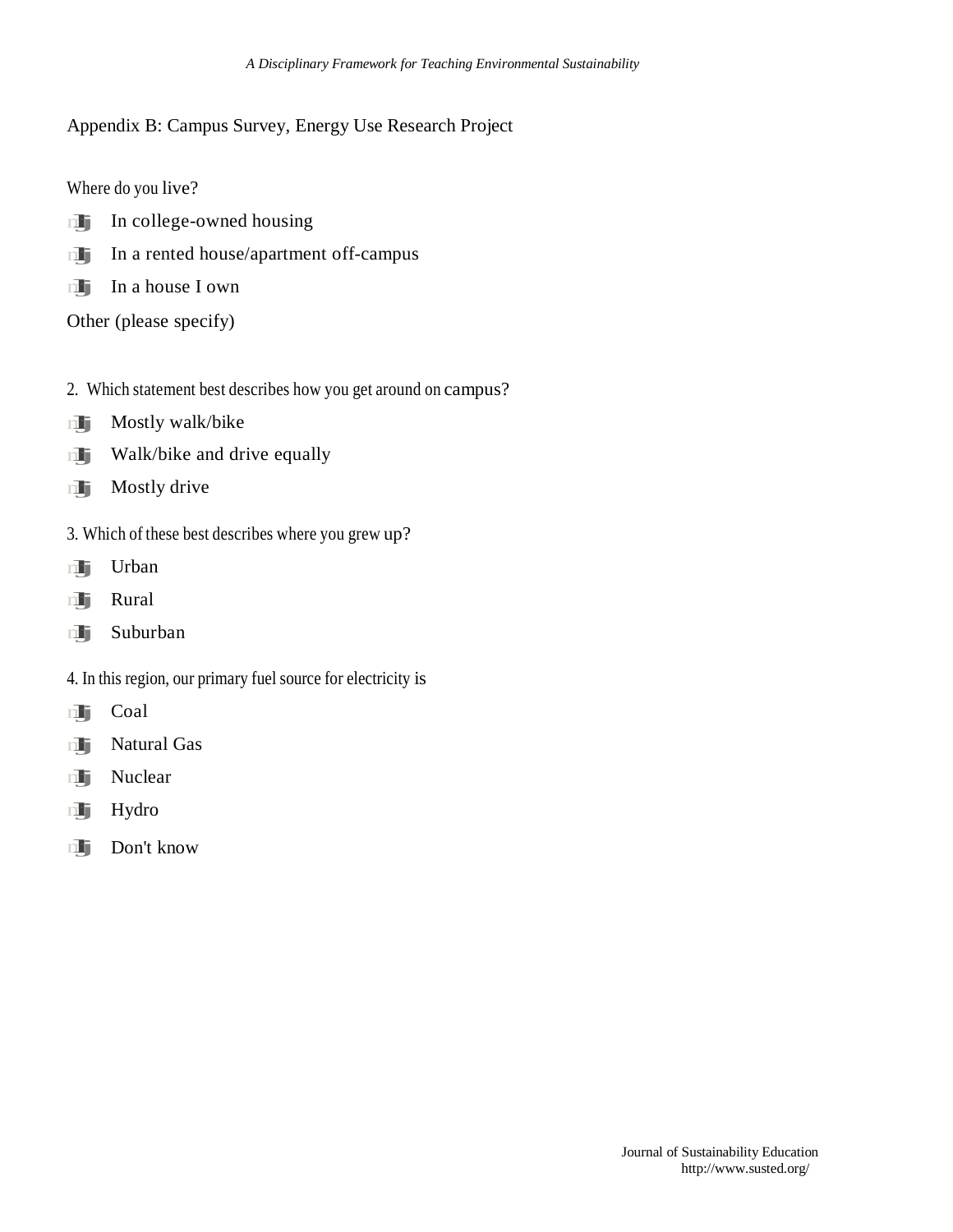## Appendix B: Campus Survey, Energy Use Research Project

Where do you live?

- In college-owned housing
- In a rented house/apartment off-campus
- In a house I own

Other (please specify)

2. Which statement best describes how you get around on campus?

- Mostly walk/bike
- Walk/bike and drive equally
- Mostly drive

3. Which of these best describes where you grew up?

- Urban
- Rural
- Suburban

4. In this region, our primary fuel source for electricity is

- Coal
- Natural Gas
- Nuclear
- Hydro
- Don't know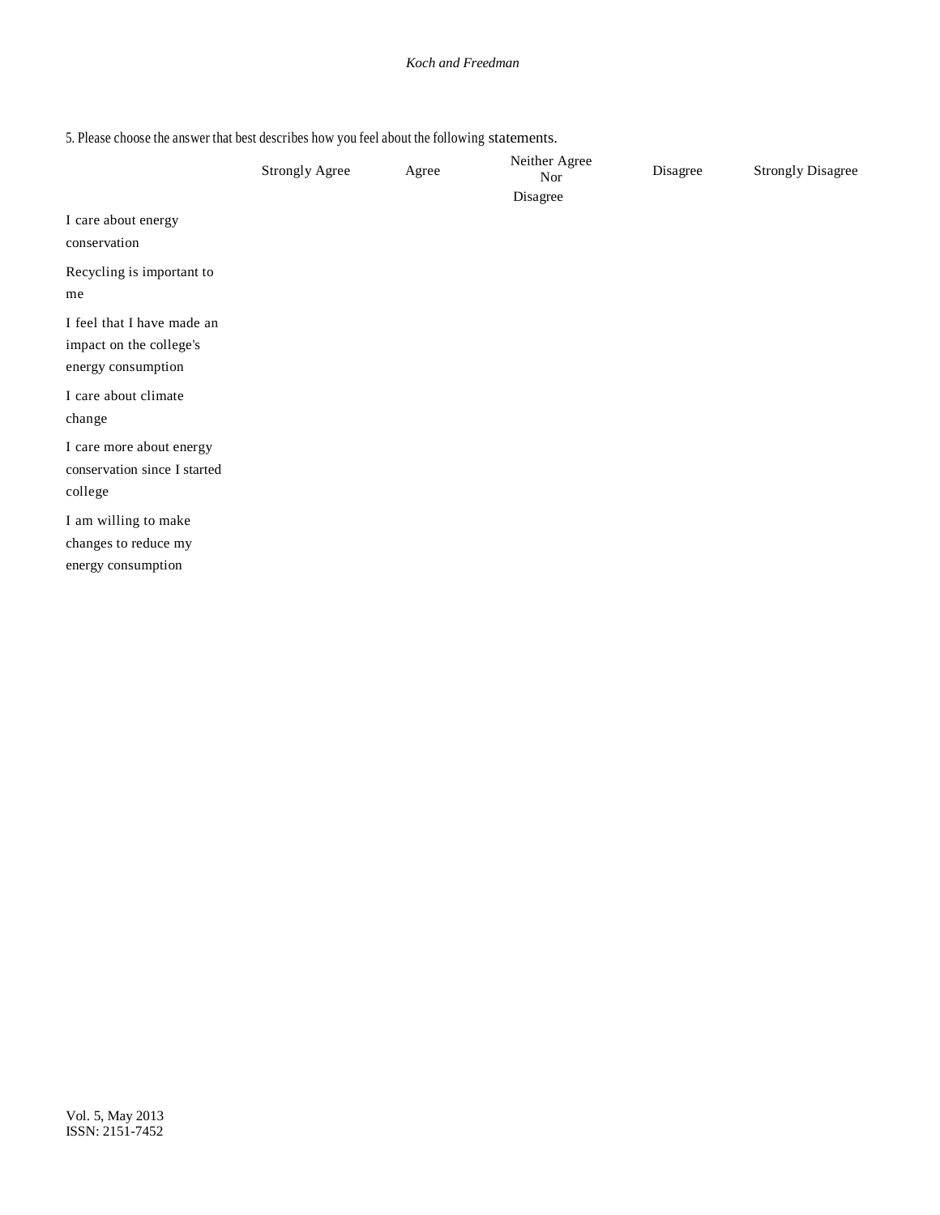5. Please choose the answer that best describes how you feel about the following statements.

| | Strongly Agree | Agree | Neither Agree Nor Disagree | Disagree | Strongly Disagree |
|---|---|---|---|---|---|
| I care about energy conservation | | | | | |
| Recycling is important to me | | | | | |
| I feel that I have made an impact on the college's energy consumption | | | | | |
| I care about climate change | | | | | |
| I care more about energy conservation since I started college | | | | | |
| I am willing to make changes to reduce my energy consumption | | | | | |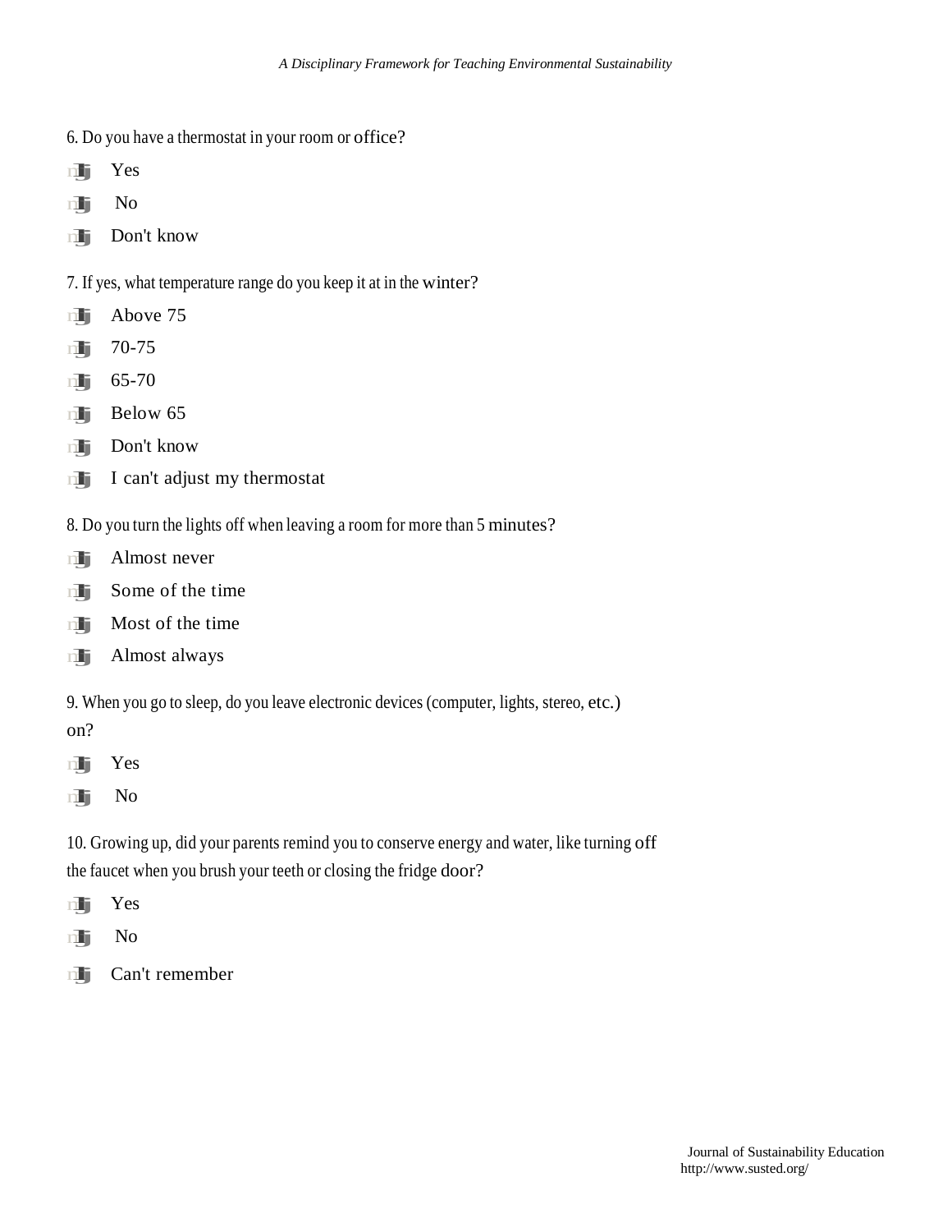6. Do you have a thermostat in your room or office?

- Yes
- No
- Don't know

7. If yes, what temperature range do you keep it at in the winter?

- Above 75
- 70-75
- 65-70
- Below 65
- Don't know
- I can't adjust my thermostat

8. Do you turn the lights off when leaving a room for more than 5 minutes?

- Almost never
- Some of the time
- Most of the time
- Almost always

9. When you go to sleep, do you leave electronic devices (computer, lights, stereo, etc.) on?

- Yes
- No

10. Growing up, did your parents remind you to conserve energy and water, like turning off the faucet when you brush your teeth or closing the fridge door?

- Yes
- No
- Can't remember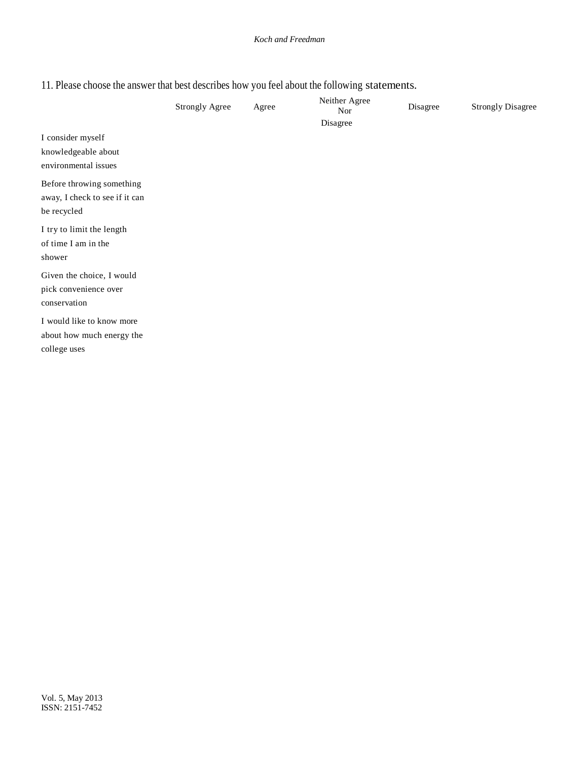11. Please choose the answer that best describes how you feel about the following statements.

| | Strongly Agree | Agree | Neither Agree Nor Disagree | Disagree | Strongly Disagree |
|---|---|---|---|---|---|
| I consider myself knowledgeable about environmental issues | | | | | |
| Before throwing something away, I check to see if it can be recycled | | | | | |
| I try to limit the length of time I am in the shower | | | | | |
| Given the choice, I would pick convenience over conservation | | | | | |
| I would like to know more about how much energy the college uses | | | | | |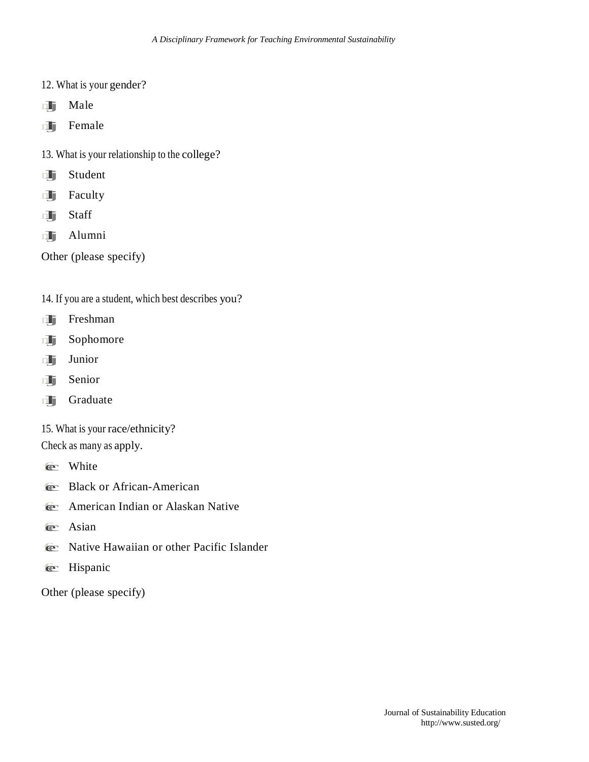12. What is your gender?

- Male
- Female

13. What is your relationship to the college?

- Student
- Faculty
- Staff
- Alumni

Other (please specify)

14. If you are a student, which best describes you?

- Freshman
- Sophomore
- Junior
- Senior
- Graduate

15. What is your race/ethnicity?
Check as many as apply.

- White
- Black or African-American
- American Indian or Alaskan Native
- Asian
- Native Hawaiian or other Pacific Islander
- Hispanic

Other (please specify)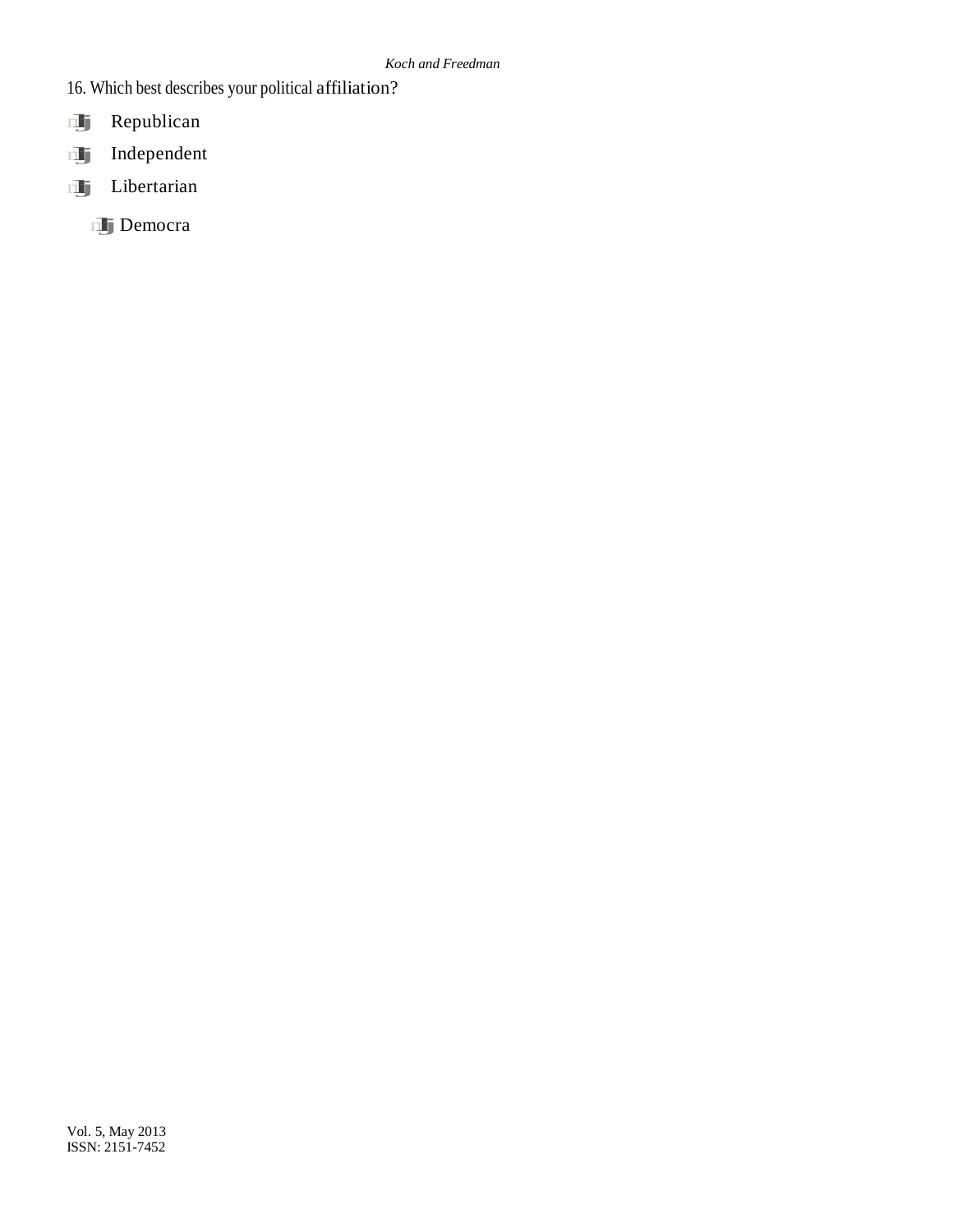16. Which best describes your political affiliation?

- Republican
- Independent
- Libertarian
- Democra